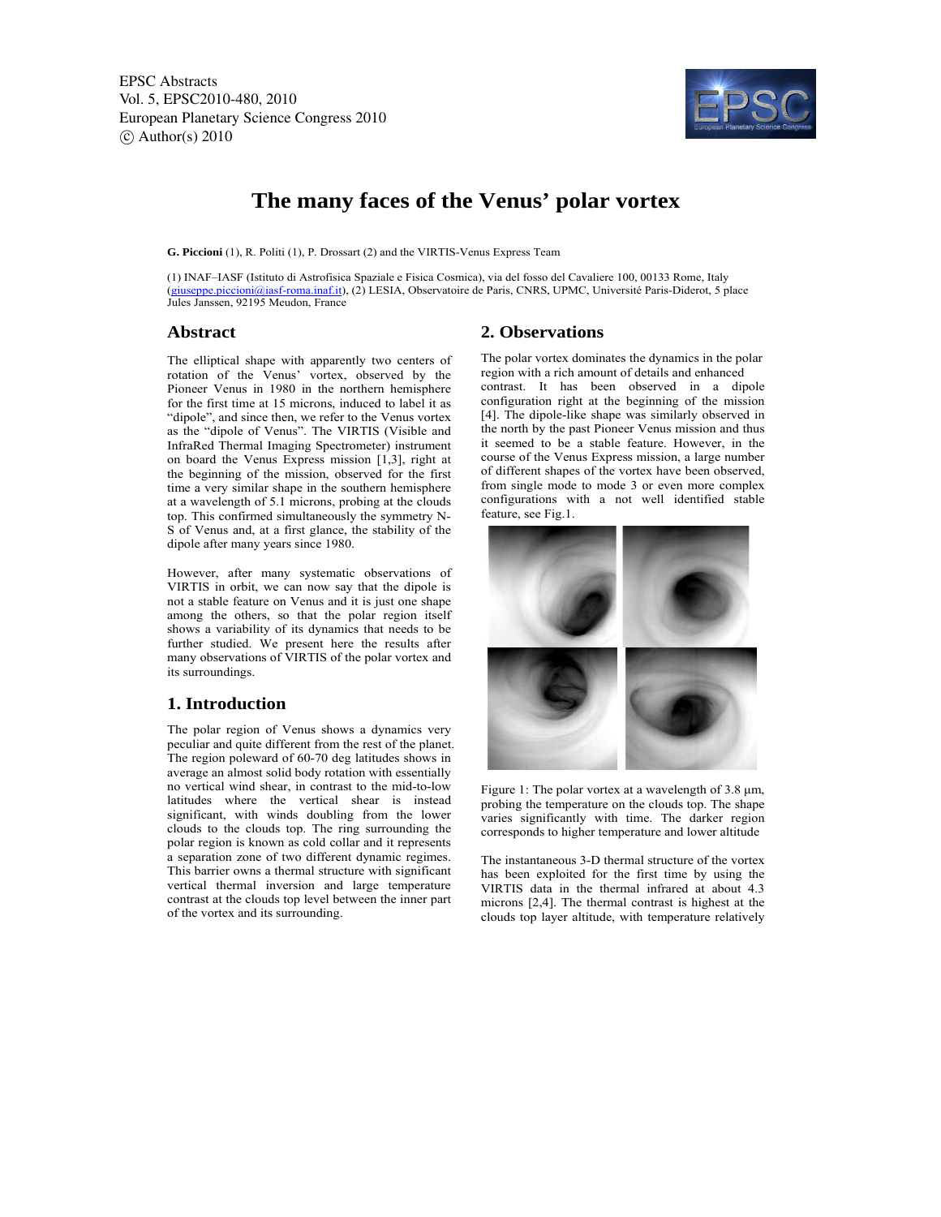EPSC Abstracts
Vol. 5, EPSC2010-480, 2010
European Planetary Science Congress 2010
© Author(s) 2010

# The many faces of the Venus' polar vortex

**G. Piccioni** (1), R. Politi (1), P. Drossart (2) and the VIRTIS-Venus Express Team

(1) INAF–IASF (Istituto di Astrofisica Spaziale e Fisica Cosmica), via del fosso del Cavaliere 100, 00133 Rome, Italy (giuseppe.piccioni@iasf-roma.inaf.it), (2) LESIA, Observatoire de Paris, CNRS, UPMC, Université Paris-Diderot, 5 place Jules Janssen, 92195 Meudon, France

## Abstract

The elliptical shape with apparently two centers of rotation of the Venus' vortex, observed by the Pioneer Venus in 1980 in the northern hemisphere for the first time at 15 microns, induced to label it as "dipole", and since then, we refer to the Venus vortex as the "dipole of Venus". The VIRTIS (Visible and InfraRed Thermal Imaging Spectrometer) instrument on board the Venus Express mission [1,3], right at the beginning of the mission, observed for the first time a very similar shape in the southern hemisphere at a wavelength of 5.1 microns, probing at the clouds top. This confirmed simultaneously the symmetry N-S of Venus and, at a first glance, the stability of the dipole after many years since 1980.

However, after many systematic observations of VIRTIS in orbit, we can now say that the dipole is not a stable feature on Venus and it is just one shape among the others, so that the polar region itself shows a variability of its dynamics that needs to be further studied. We present here the results after many observations of VIRTIS of the polar vortex and its surroundings.

## 1. Introduction

The polar region of Venus shows a dynamics very peculiar and quite different from the rest of the planet. The region poleward of 60-70 deg latitudes shows in average an almost solid body rotation with essentially no vertical wind shear, in contrast to the mid-to-low latitudes where the vertical shear is instead significant, with winds doubling from the lower clouds to the clouds top. The ring surrounding the polar region is known as cold collar and it represents a separation zone of two different dynamic regimes. This barrier owns a thermal structure with significant vertical thermal inversion and large temperature contrast at the clouds top level between the inner part of the vortex and its surrounding.

## 2. Observations

The polar vortex dominates the dynamics in the polar region with a rich amount of details and enhanced contrast. It has been observed in a dipole configuration right at the beginning of the mission [4]. The dipole-like shape was similarly observed in the north by the past Pioneer Venus mission and thus it seemed to be a stable feature. However, in the course of the Venus Express mission, a large number of different shapes of the vortex have been observed, from single mode to mode 3 or even more complex configurations with a not well identified stable feature, see Fig.1.

Figure 1: The polar vortex at a wavelength of 3.8 μm, probing the temperature on the clouds top. The shape varies significantly with time. The darker region corresponds to higher temperature and lower altitude

The instantaneous 3-D thermal structure of the vortex has been exploited for the first time by using the VIRTIS data in the thermal infrared at about 4.3 microns [2,4]. The thermal contrast is highest at the clouds top layer altitude, with temperature relatively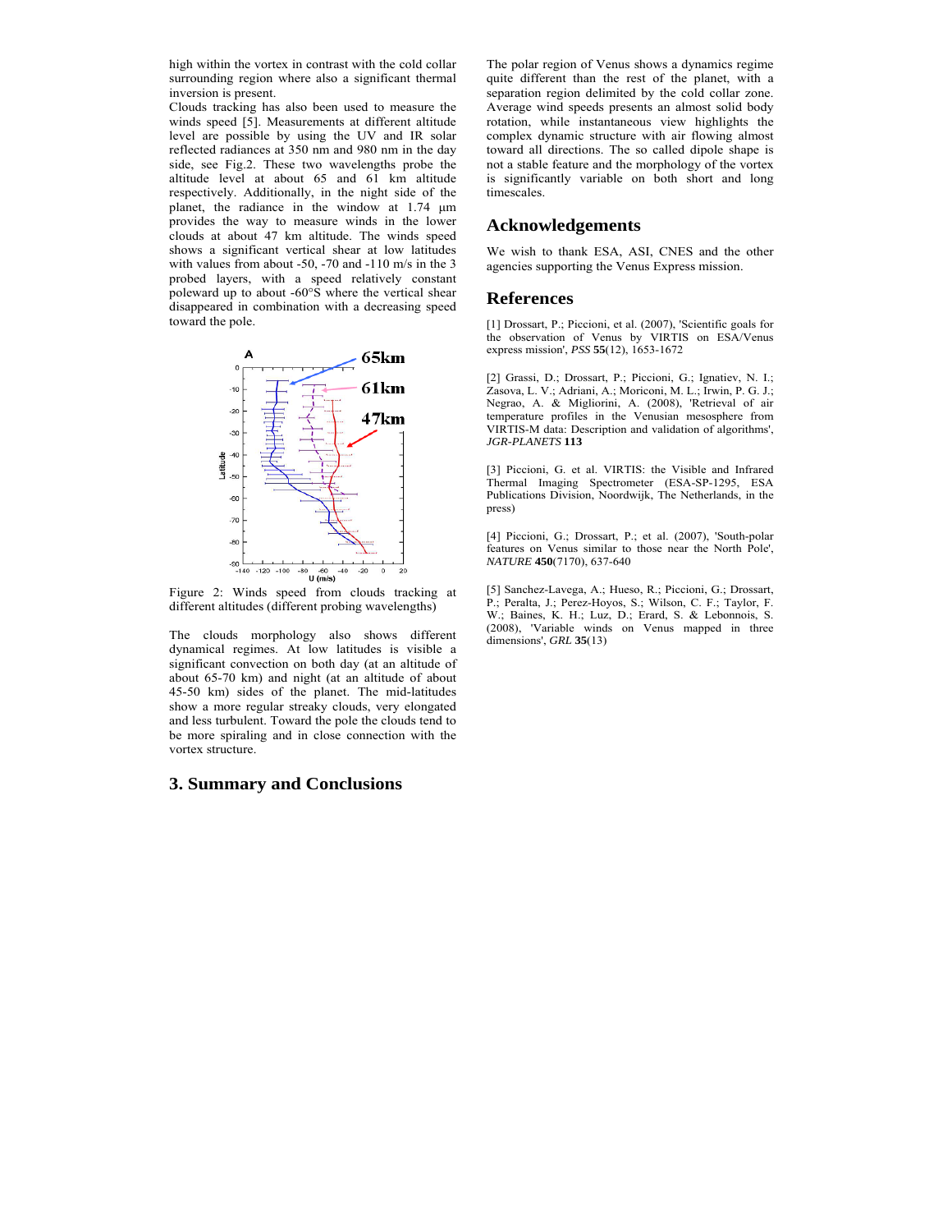high within the vortex in contrast with the cold collar surrounding region where also a significant thermal inversion is present.

Clouds tracking has also been used to measure the winds speed [5]. Measurements at different altitude level are possible by using the UV and IR solar reflected radiances at 350 nm and 980 nm in the day side, see Fig.2. These two wavelengths probe the altitude level at about 65 and 61 km altitude respectively. Additionally, in the night side of the planet, the radiance in the window at 1.74 µm provides the way to measure winds in the lower clouds at about 47 km altitude. The winds speed shows a significant vertical shear at low latitudes with values from about -50, -70 and -110 m/s in the 3 probed layers, with a speed relatively constant poleward up to about -60°S where the vertical shear disappeared in combination with a decreasing speed toward the pole.

A

65km

61km

47km

Latitude

0
-10
-20
-30
-40
-50
-60
-70
-80
-90

-140 -120 -100 -80 -60 -40 -20 0 20

U (m/s)

Figure 2: Winds speed from clouds tracking at different altitudes (different probing wavelengths)

The clouds morphology also shows different dynamical regimes. At low latitudes is visible a significant convection on both day (at an altitude of about 65-70 km) and night (at an altitude of about 45-50 km) sides of the planet. The mid-latitudes show a more regular streaky clouds, very elongated and less turbulent. Toward the pole the clouds tend to be more spiraling and in close connection with the vortex structure.

## 3. Summary and Conclusions

The polar region of Venus shows a dynamics regime quite different than the rest of the planet, with a separation region delimited by the cold collar zone. Average wind speeds presents an almost solid body rotation, while instantaneous view highlights the complex dynamic structure with air flowing almost toward all directions. The so called dipole shape is not a stable feature and the morphology of the vortex is significantly variable on both short and long timescales.

## Acknowledgements

We wish to thank ESA, ASI, CNES and the other agencies supporting the Venus Express mission.

## References

[1] Drossart, P.; Piccioni, et al. (2007), 'Scientific goals for the observation of Venus by VIRTIS on ESA/Venus express mission', *PSS* **55**(12), 1653-1672

[2] Grassi, D.; Drossart, P.; Piccioni, G.; Ignatiev, N. I.; Zasova, L. V.; Adriani, A.; Moriconi, M. L.; Irwin, P. G. J.; Negrao, A. & Migliorini, A. (2008), 'Retrieval of air temperature profiles in the Venusian mesosphere from VIRTIS-M data: Description and validation of algorithms', *JGR-PLANETS* **113**

[3] Piccioni, G. et al. VIRTIS: the Visible and Infrared Thermal Imaging Spectrometer (ESA-SP-1295, ESA Publications Division, Noordwijk, The Netherlands, in the press)

[4] Piccioni, G.; Drossart, P.; et al. (2007), 'South-polar features on Venus similar to those near the North Pole', *NATURE* **450**(7170), 637-640

[5] Sanchez-Lavega, A.; Hueso, R.; Piccioni, G.; Drossart, P.; Peralta, J.; Perez-Hoyos, S.; Wilson, C. F.; Taylor, F. W.; Baines, K. H.; Luz, D.; Erard, S. & Lebonnois, S. (2008), 'Variable winds on Venus mapped in three dimensions', *GRL* **35**(13)